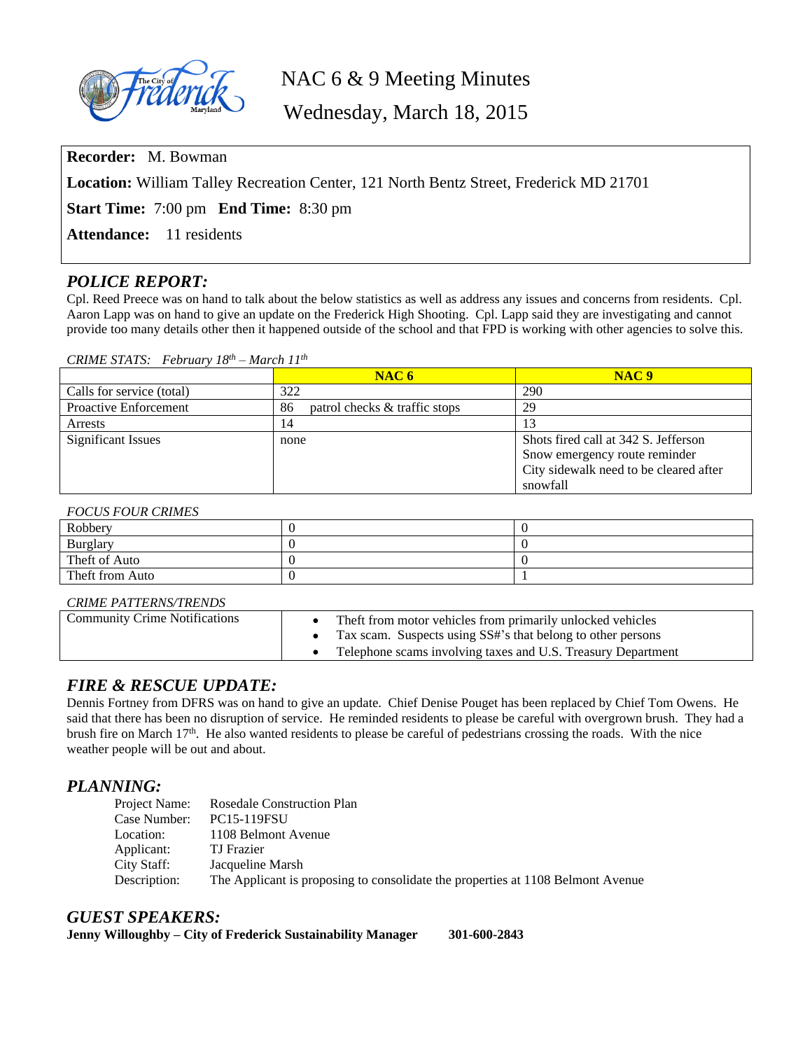# NAC 6 & 9 Meeting Minutes

## Wednesday, March 18, 2015

**Recorder:** M. Bowman

**Location:** William Talley Recreation Center, 121 North Bentz Street, Frederick MD 21701

**Start Time:** 7:00 pm **End Time:** 8:30 pm

**Attendance:** 11 residents

## *POLICE REPORT:*

Cpl. Reed Preece was on hand to talk about the below statistics as well as address any issues and concerns from residents. Cpl. Aaron Lapp was on hand to give an update on the Frederick High Shooting. Cpl. Lapp said they are investigating and cannot provide too many details other then it happened outside of the school and that FPD is working with other agencies to solve this.

*CRIME STATS: February 18th – March 11th*

| | NAC 6 | NAC 9 |
|---|---|---|
| Calls for service (total) | 322 | 290 |
| Proactive Enforcement | 86 patrol checks & traffic stops | 29 |
| Arrests | 14 | 13 |
| Significant Issues | none | Shots fired call at 342 S. Jefferson<br>Snow emergency route reminder<br>City sidewalk need to be cleared after snowfall |

*FOCUS FOUR CRIMES*

| | | |
|---|---|---|
| Robbery | 0 | 0 |
| Burglary | 0 | 0 |
| Theft of Auto | 0 | 0 |
| Theft from Auto | 0 | 1 |

*CRIME PATTERNS/TRENDS*

| | |
|---|---|
| Community Crime Notifications | • Theft from motor vehicles from primarily unlocked vehicles<br>• Tax scam. Suspects using SS#'s that belong to other persons<br>• Telephone scams involving taxes and U.S. Treasury Department |

## *FIRE & RESCUE UPDATE:*

Dennis Fortney from DFRS was on hand to give an update. Chief Denise Pouget has been replaced by Chief Tom Owens. He said that there has been no disruption of service. He reminded residents to please be careful with overgrown brush. They had a brush fire on March 17th. He also wanted residents to please be careful of pedestrians crossing the roads. With the nice weather people will be out and about.

## *PLANNING:*

Project Name: Rosedale Construction Plan
Case Number: PC15-119FSU
Location: 1108 Belmont Avenue
Applicant: TJ Frazier
City Staff: Jacqueline Marsh
Description: The Applicant is proposing to consolidate the properties at 1108 Belmont Avenue

## *GUEST SPEAKERS:*

**Jenny Willoughby – City of Frederick Sustainability Manager 301-600-2843**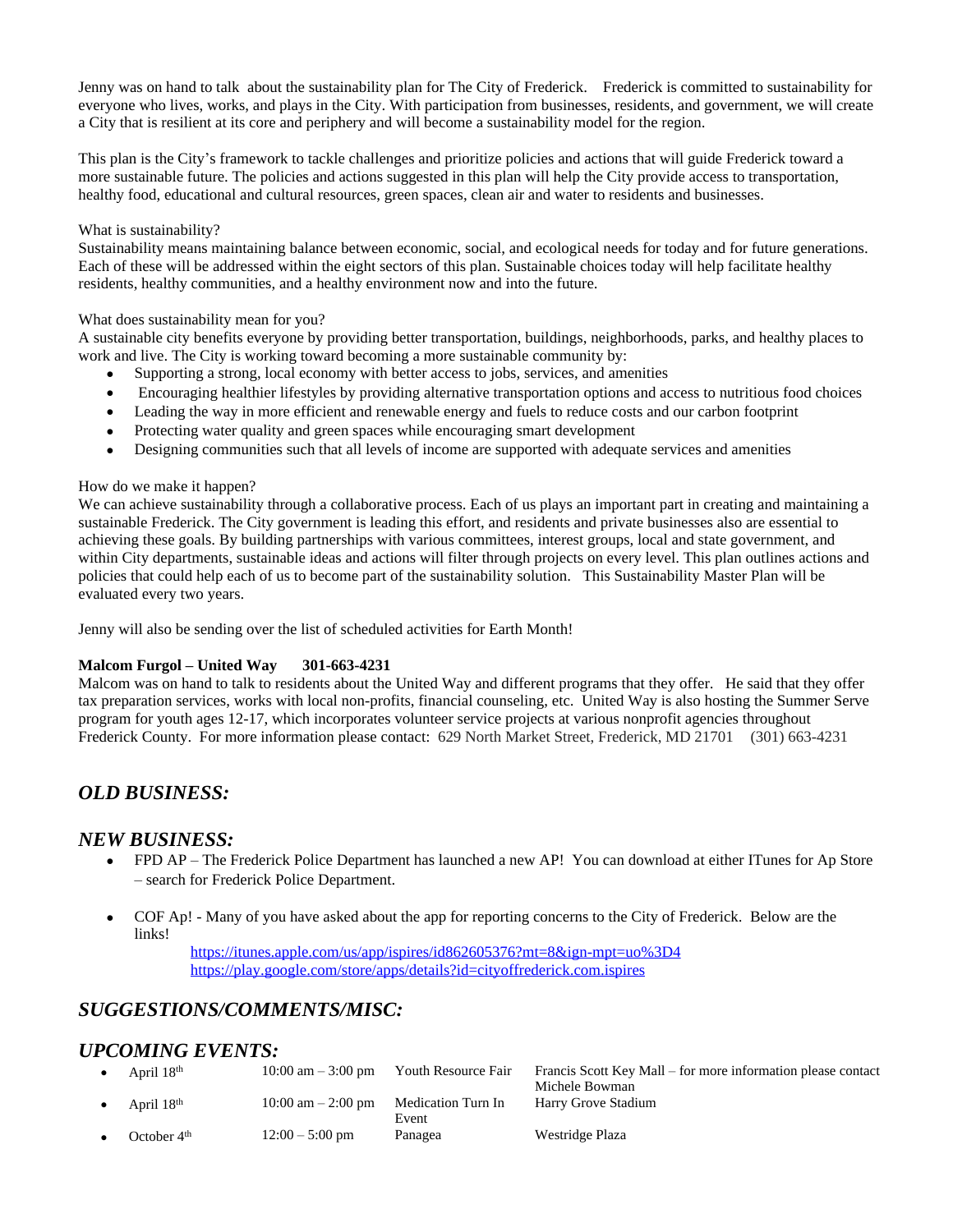Jenny was on hand to talk about the sustainability plan for The City of Frederick. Frederick is committed to sustainability for everyone who lives, works, and plays in the City. With participation from businesses, residents, and government, we will create a City that is resilient at its core and periphery and will become a sustainability model for the region.

This plan is the City's framework to tackle challenges and prioritize policies and actions that will guide Frederick toward a more sustainable future. The policies and actions suggested in this plan will help the City provide access to transportation, healthy food, educational and cultural resources, green spaces, clean air and water to residents and businesses.

What is sustainability?
Sustainability means maintaining balance between economic, social, and ecological needs for today and for future generations. Each of these will be addressed within the eight sectors of this plan. Sustainable choices today will help facilitate healthy residents, healthy communities, and a healthy environment now and into the future.

What does sustainability mean for you?
A sustainable city benefits everyone by providing better transportation, buildings, neighborhoods, parks, and healthy places to work and live. The City is working toward becoming a more sustainable community by:

- Supporting a strong, local economy with better access to jobs, services, and amenities
- Encouraging healthier lifestyles by providing alternative transportation options and access to nutritious food choices
- Leading the way in more efficient and renewable energy and fuels to reduce costs and our carbon footprint
- Protecting water quality and green spaces while encouraging smart development
- Designing communities such that all levels of income are supported with adequate services and amenities

How do we make it happen?
We can achieve sustainability through a collaborative process. Each of us plays an important part in creating and maintaining a sustainable Frederick. The City government is leading this effort, and residents and private businesses also are essential to achieving these goals. By building partnerships with various committees, interest groups, local and state government, and within City departments, sustainable ideas and actions will filter through projects on every level. This plan outlines actions and policies that could help each of us to become part of the sustainability solution. This Sustainability Master Plan will be evaluated every two years.

Jenny will also be sending over the list of scheduled activities for Earth Month!

**Malcom Furgol – United Way 301-663-4231**
Malcom was on hand to talk to residents about the United Way and different programs that they offer. He said that they offer tax preparation services, works with local non-profits, financial counseling, etc. United Way is also hosting the Summer Serve program for youth ages 12-17, which incorporates volunteer service projects at various nonprofit agencies throughout Frederick County. For more information please contact: 629 North Market Street, Frederick, MD 21701 (301) 663-4231

## *OLD BUSINESS:*

## *NEW BUSINESS:*

- FPD AP – The Frederick Police Department has launched a new AP! You can download at either ITunes for Ap Store – search for Frederick Police Department.

- COF Ap! - Many of you have asked about the app for reporting concerns to the City of Frederick. Below are the links!
  https://itunes.apple.com/us/app/ispires/id862605376?mt=8&ign-mpt=uo%3D4
  https://play.google.com/store/apps/details?id=cityoffrederick.com.ispires

## *SUGGESTIONS/COMMENTS/MISC:*

## *UPCOMING EVENTS:*

| Date | Time | Event | Location |
|---|---|---|---|
| April 18th | 10:00 am – 3:00 pm | Youth Resource Fair | Francis Scott Key Mall – for more information please contact Michele Bowman |
| April 18th | 10:00 am – 2:00 pm | Medication Turn In Event | Harry Grove Stadium |
| October 4th | 12:00 – 5:00 pm | Panagea | Westridge Plaza |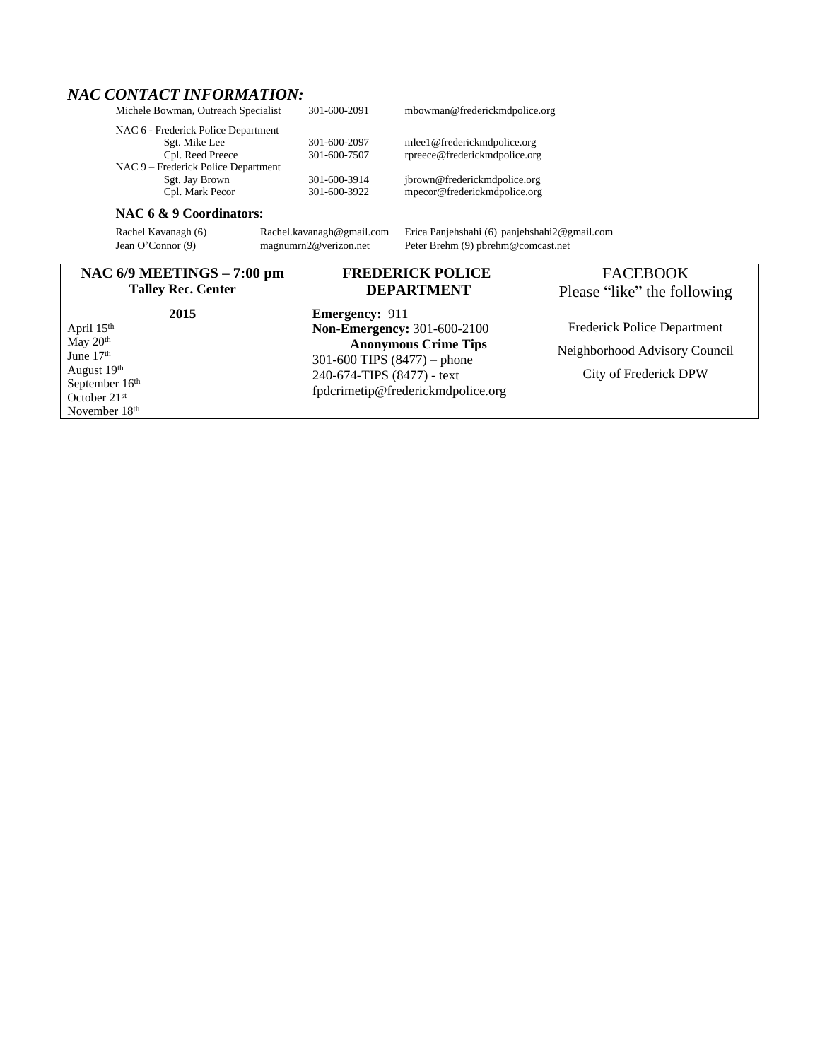## *NAC CONTACT INFORMATION:*

| | | |
|---|---|---|
| Michele Bowman, Outreach Specialist | 301-600-2091 | mbowman@frederickmdpolice.org |
| NAC 6 - Frederick Police Department | | |
| Sgt. Mike Lee | 301-600-2097 | mlee1@frederickmdpolice.org |
| Cpl. Reed Preece | 301-600-7507 | rpreece@frederickmdpolice.org |
| NAC 9 – Frederick Police Department | | |
| Sgt. Jay Brown | 301-600-3914 | jbrown@frederickmdpolice.org |
| Cpl. Mark Pecor | 301-600-3922 | mpecor@frederickmdpolice.org |

**NAC 6 & 9 Coordinators:**

| | | |
|---|---|---|
| Rachel Kavanagh (6) | Rachel.kavanagh@gmail.com | Erica Panjehshahi (6) panjehshahi2@gmail.com |
| Jean O'Connor (9) | magnumrn2@verizon.net | Peter Brehm (9) pbrehm@comcast.net |

| **NAC 6/9 MEETINGS – 7:00 pm**<br>**Talley Rec. Center** | **FREDERICK POLICE DEPARTMENT** | FACEBOOK<br>Please "like" the following |
|---|---|---|
| **2015**<br>April 15th<br>May 20th<br>June 17th<br>August 19th<br>September 16th<br>October 21st<br>November 18th | **Emergency:** 911<br>**Non-Emergency:** 301-600-2100<br>**Anonymous Crime Tips**<br>301-600 TIPS (8477) – phone<br>240-674-TIPS (8477) - text<br>fpdcrimetip@frederickmdpolice.org | Frederick Police Department<br>Neighborhood Advisory Council<br>City of Frederick DPW |